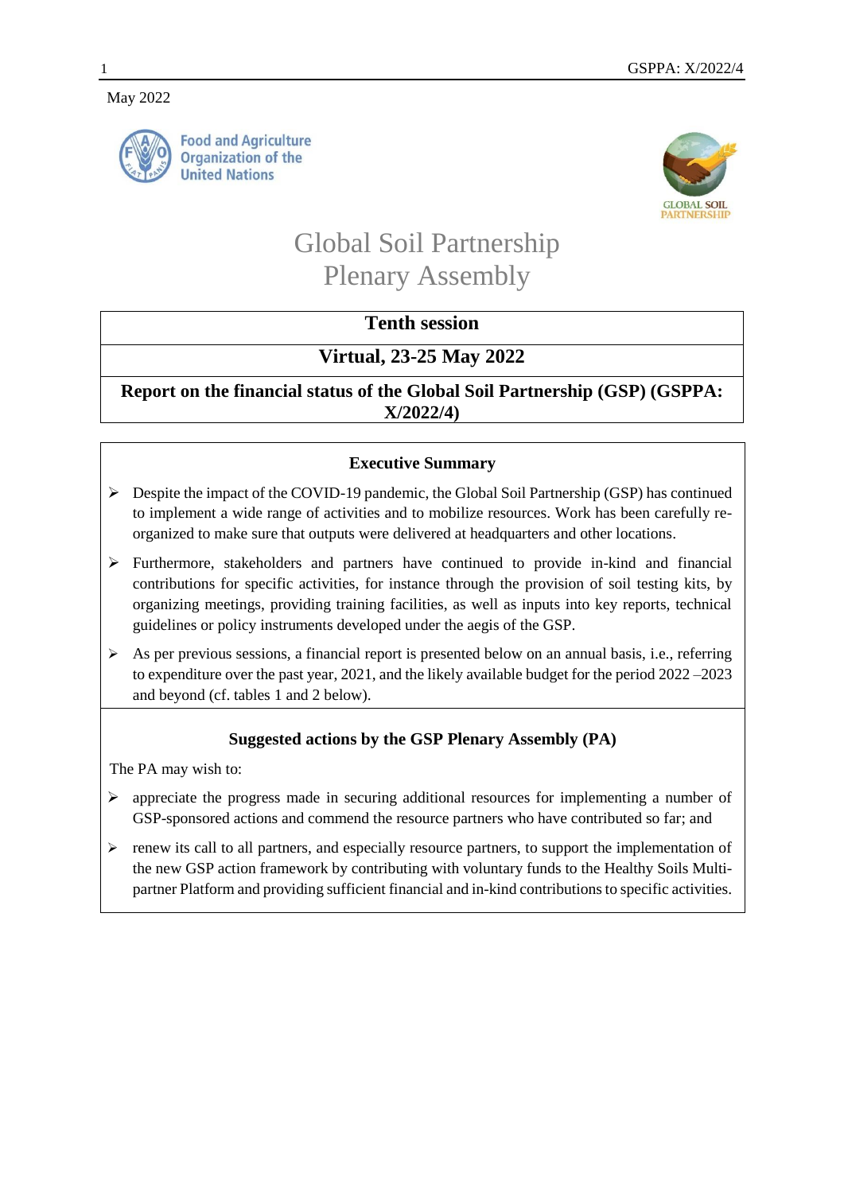May 2022

Food and Agriculture Organization of the United Nations

GLOBAL SOIL PARTNERSHIP

# Global Soil Partnership Plenary Assembly

**Tenth session**

**Virtual, 23-25 May 2022**

**Report on the financial status of the Global Soil Partnership (GSP) (GSPPA: X/2022/4)**

### Executive Summary

- Despite the impact of the COVID-19 pandemic, the Global Soil Partnership (GSP) has continued to implement a wide range of activities and to mobilize resources. Work has been carefully re-organized to make sure that outputs were delivered at headquarters and other locations.
- Furthermore, stakeholders and partners have continued to provide in-kind and financial contributions for specific activities, for instance through the provision of soil testing kits, by organizing meetings, providing training facilities, as well as inputs into key reports, technical guidelines or policy instruments developed under the aegis of the GSP.
- As per previous sessions, a financial report is presented below on an annual basis, i.e., referring to expenditure over the past year, 2021, and the likely available budget for the period 2022 –2023 and beyond (cf. tables 1 and 2 below).

### Suggested actions by the GSP Plenary Assembly (PA)

The PA may wish to:

- appreciate the progress made in securing additional resources for implementing a number of GSP-sponsored actions and commend the resource partners who have contributed so far; and
- renew its call to all partners, and especially resource partners, to support the implementation of the new GSP action framework by contributing with voluntary funds to the Healthy Soils Multi-partner Platform and providing sufficient financial and in-kind contributions to specific activities.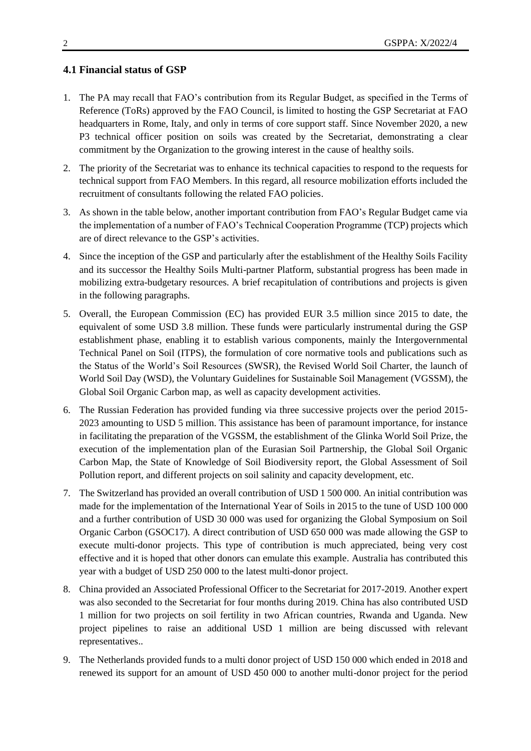### 4.1 Financial status of GSP

1. The PA may recall that FAO's contribution from its Regular Budget, as specified in the Terms of Reference (ToRs) approved by the FAO Council, is limited to hosting the GSP Secretariat at FAO headquarters in Rome, Italy, and only in terms of core support staff. Since November 2020, a new P3 technical officer position on soils was created by the Secretariat, demonstrating a clear commitment by the Organization to the growing interest in the cause of healthy soils.
2. The priority of the Secretariat was to enhance its technical capacities to respond to the requests for technical support from FAO Members. In this regard, all resource mobilization efforts included the recruitment of consultants following the related FAO policies.
3. As shown in the table below, another important contribution from FAO's Regular Budget came via the implementation of a number of FAO's Technical Cooperation Programme (TCP) projects which are of direct relevance to the GSP's activities.
4. Since the inception of the GSP and particularly after the establishment of the Healthy Soils Facility and its successor the Healthy Soils Multi-partner Platform, substantial progress has been made in mobilizing extra-budgetary resources. A brief recapitulation of contributions and projects is given in the following paragraphs.
5. Overall, the European Commission (EC) has provided EUR 3.5 million since 2015 to date, the equivalent of some USD 3.8 million. These funds were particularly instrumental during the GSP establishment phase, enabling it to establish various components, mainly the Intergovernmental Technical Panel on Soil (ITPS), the formulation of core normative tools and publications such as the Status of the World's Soil Resources (SWSR), the Revised World Soil Charter, the launch of World Soil Day (WSD), the Voluntary Guidelines for Sustainable Soil Management (VGSSM), the Global Soil Organic Carbon map, as well as capacity development activities.
6. The Russian Federation has provided funding via three successive projects over the period 2015-2023 amounting to USD 5 million. This assistance has been of paramount importance, for instance in facilitating the preparation of the VGSSM, the establishment of the Glinka World Soil Prize, the execution of the implementation plan of the Eurasian Soil Partnership, the Global Soil Organic Carbon Map, the State of Knowledge of Soil Biodiversity report, the Global Assessment of Soil Pollution report, and different projects on soil salinity and capacity development, etc.
7. The Switzerland has provided an overall contribution of USD 1 500 000. An initial contribution was made for the implementation of the International Year of Soils in 2015 to the tune of USD 100 000 and a further contribution of USD 30 000 was used for organizing the Global Symposium on Soil Organic Carbon (GSOC17). A direct contribution of USD 650 000 was made allowing the GSP to execute multi-donor projects. This type of contribution is much appreciated, being very cost effective and it is hoped that other donors can emulate this example. Australia has contributed this year with a budget of USD 250 000 to the latest multi-donor project.
8. China provided an Associated Professional Officer to the Secretariat for 2017-2019. Another expert was also seconded to the Secretariat for four months during 2019. China has also contributed USD 1 million for two projects on soil fertility in two African countries, Rwanda and Uganda. New project pipelines to raise an additional USD 1 million are being discussed with relevant representatives..
9. The Netherlands provided funds to a multi donor project of USD 150 000 which ended in 2018 and renewed its support for an amount of USD 450 000 to another multi-donor project for the period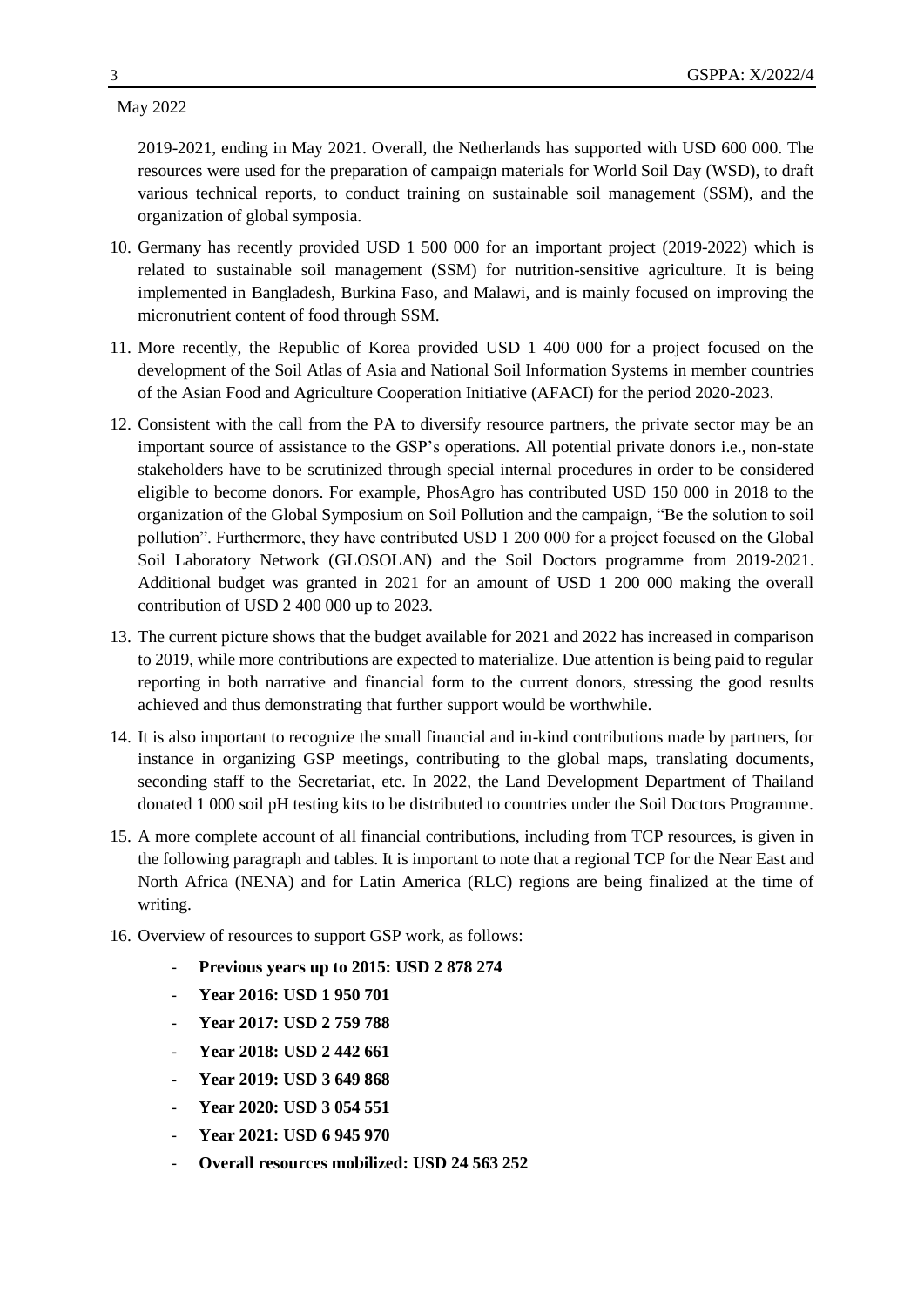2019-2021, ending in May 2021. Overall, the Netherlands has supported with USD 600 000. The resources were used for the preparation of campaign materials for World Soil Day (WSD), to draft various technical reports, to conduct training on sustainable soil management (SSM), and the organization of global symposia.

10. Germany has recently provided USD 1 500 000 for an important project (2019-2022) which is related to sustainable soil management (SSM) for nutrition-sensitive agriculture. It is being implemented in Bangladesh, Burkina Faso, and Malawi, and is mainly focused on improving the micronutrient content of food through SSM.

11. More recently, the Republic of Korea provided USD 1 400 000 for a project focused on the development of the Soil Atlas of Asia and National Soil Information Systems in member countries of the Asian Food and Agriculture Cooperation Initiative (AFACI) for the period 2020-2023.

12. Consistent with the call from the PA to diversify resource partners, the private sector may be an important source of assistance to the GSP's operations. All potential private donors i.e., non-state stakeholders have to be scrutinized through special internal procedures in order to be considered eligible to become donors. For example, PhosAgro has contributed USD 150 000 in 2018 to the organization of the Global Symposium on Soil Pollution and the campaign, "Be the solution to soil pollution". Furthermore, they have contributed USD 1 200 000 for a project focused on the Global Soil Laboratory Network (GLOSOLAN) and the Soil Doctors programme from 2019-2021. Additional budget was granted in 2021 for an amount of USD 1 200 000 making the overall contribution of USD 2 400 000 up to 2023.

13. The current picture shows that the budget available for 2021 and 2022 has increased in comparison to 2019, while more contributions are expected to materialize. Due attention is being paid to regular reporting in both narrative and financial form to the current donors, stressing the good results achieved and thus demonstrating that further support would be worthwhile.

14. It is also important to recognize the small financial and in-kind contributions made by partners, for instance in organizing GSP meetings, contributing to the global maps, translating documents, seconding staff to the Secretariat, etc. In 2022, the Land Development Department of Thailand donated 1 000 soil pH testing kits to be distributed to countries under the Soil Doctors Programme.

15. A more complete account of all financial contributions, including from TCP resources, is given in the following paragraph and tables. It is important to note that a regional TCP for the Near East and North Africa (NENA) and for Latin America (RLC) regions are being finalized at the time of writing.

16. Overview of resources to support GSP work, as follows:

    - **Previous years up to 2015: USD 2 878 274**
    - **Year 2016: USD 1 950 701**
    - **Year 2017: USD 2 759 788**
    - **Year 2018: USD 2 442 661**
    - **Year 2019: USD 3 649 868**
    - **Year 2020: USD 3 054 551**
    - **Year 2021: USD 6 945 970**
    - **Overall resources mobilized: USD 24 563 252**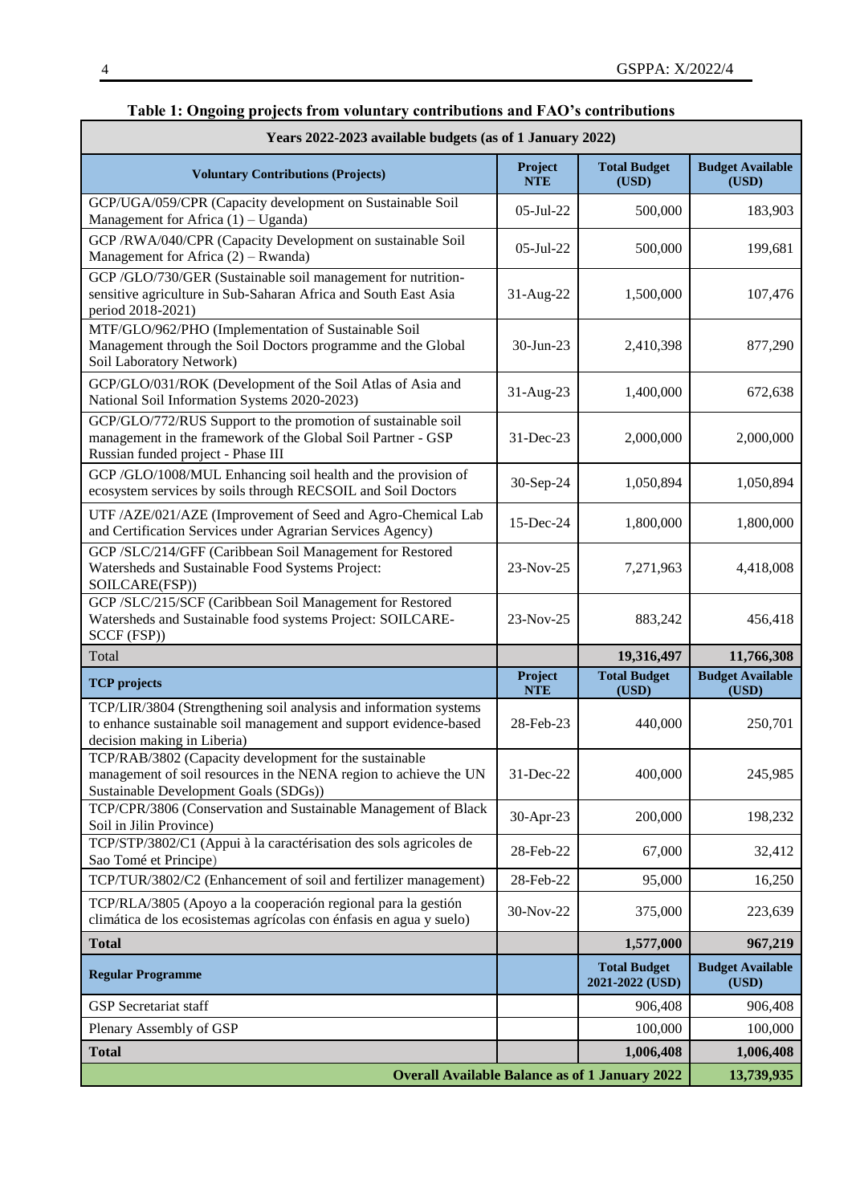**Table 1: Ongoing projects from voluntary contributions and FAO's contributions**

| Years 2022-2023 available budgets (as of 1 January 2022) | | | |
|---|---|---|---|
| **Voluntary Contributions (Projects)** | **Project NTE** | **Total Budget (USD)** | **Budget Available (USD)** |
| GCP/UGA/059/CPR (Capacity development on Sustainable Soil Management for Africa (1) – Uganda) | 05-Jul-22 | 500,000 | 183,903 |
| GCP /RWA/040/CPR (Capacity Development on sustainable Soil Management for Africa (2) – Rwanda) | 05-Jul-22 | 500,000 | 199,681 |
| GCP /GLO/730/GER (Sustainable soil management for nutrition-sensitive agriculture in Sub-Saharan Africa and South East Asia period 2018-2021) | 31-Aug-22 | 1,500,000 | 107,476 |
| MTF/GLO/962/PHO (Implementation of Sustainable Soil Management through the Soil Doctors programme and the Global Soil Laboratory Network) | 30-Jun-23 | 2,410,398 | 877,290 |
| GCP/GLO/031/ROK (Development of the Soil Atlas of Asia and National Soil Information Systems 2020-2023) | 31-Aug-23 | 1,400,000 | 672,638 |
| GCP/GLO/772/RUS Support to the promotion of sustainable soil management in the framework of the Global Soil Partner - GSP Russian funded project - Phase III | 31-Dec-23 | 2,000,000 | 2,000,000 |
| GCP /GLO/1008/MUL Enhancing soil health and the provision of ecosystem services by soils through RECSOIL and Soil Doctors | 30-Sep-24 | 1,050,894 | 1,050,894 |
| UTF /AZE/021/AZE (Improvement of Seed and Agro-Chemical Lab and Certification Services under Agrarian Services Agency) | 15-Dec-24 | 1,800,000 | 1,800,000 |
| GCP /SLC/214/GFF (Caribbean Soil Management for Restored Watersheds and Sustainable Food Systems Project: SOILCARE(FSP)) | 23-Nov-25 | 7,271,963 | 4,418,008 |
| GCP /SLC/215/SCF (Caribbean Soil Management for Restored Watersheds and Sustainable food systems Project: SOILCARE-SCCF (FSP)) | 23-Nov-25 | 883,242 | 456,418 |
| Total | | **19,316,497** | **11,766,308** |
| **TCP projects** | **Project NTE** | **Total Budget (USD)** | **Budget Available (USD)** |
| TCP/LIR/3804 (Strengthening soil analysis and information systems to enhance sustainable soil management and support evidence-based decision making in Liberia) | 28-Feb-23 | 440,000 | 250,701 |
| TCP/RAB/3802 (Capacity development for the sustainable management of soil resources in the NENA region to achieve the UN Sustainable Development Goals (SDGs)) | 31-Dec-22 | 400,000 | 245,985 |
| TCP/CPR/3806 (Conservation and Sustainable Management of Black Soil in Jilin Province) | 30-Apr-23 | 200,000 | 198,232 |
| TCP/STP/3802/C1 (Appui à la caractérisation des sols agricoles de Sao Tomé et Principe) | 28-Feb-22 | 67,000 | 32,412 |
| TCP/TUR/3802/C2 (Enhancement of soil and fertilizer management) | 28-Feb-22 | 95,000 | 16,250 |
| TCP/RLA/3805 (Apoyo a la cooperación regional para la gestión climática de los ecosistemas agrícolas con énfasis en agua y suelo) | 30-Nov-22 | 375,000 | 223,639 |
| **Total** | | **1,577,000** | **967,219** |
| **Regular Programme** | | **Total Budget 2021-2022 (USD)** | **Budget Available (USD)** |
| GSP Secretariat staff | | 906,408 | 906,408 |
| Plenary Assembly of GSP | | 100,000 | 100,000 |
| **Total** | | **1,006,408** | **1,006,408** |
| **Overall Available Balance as of 1 January 2022** | | | **13,739,935** |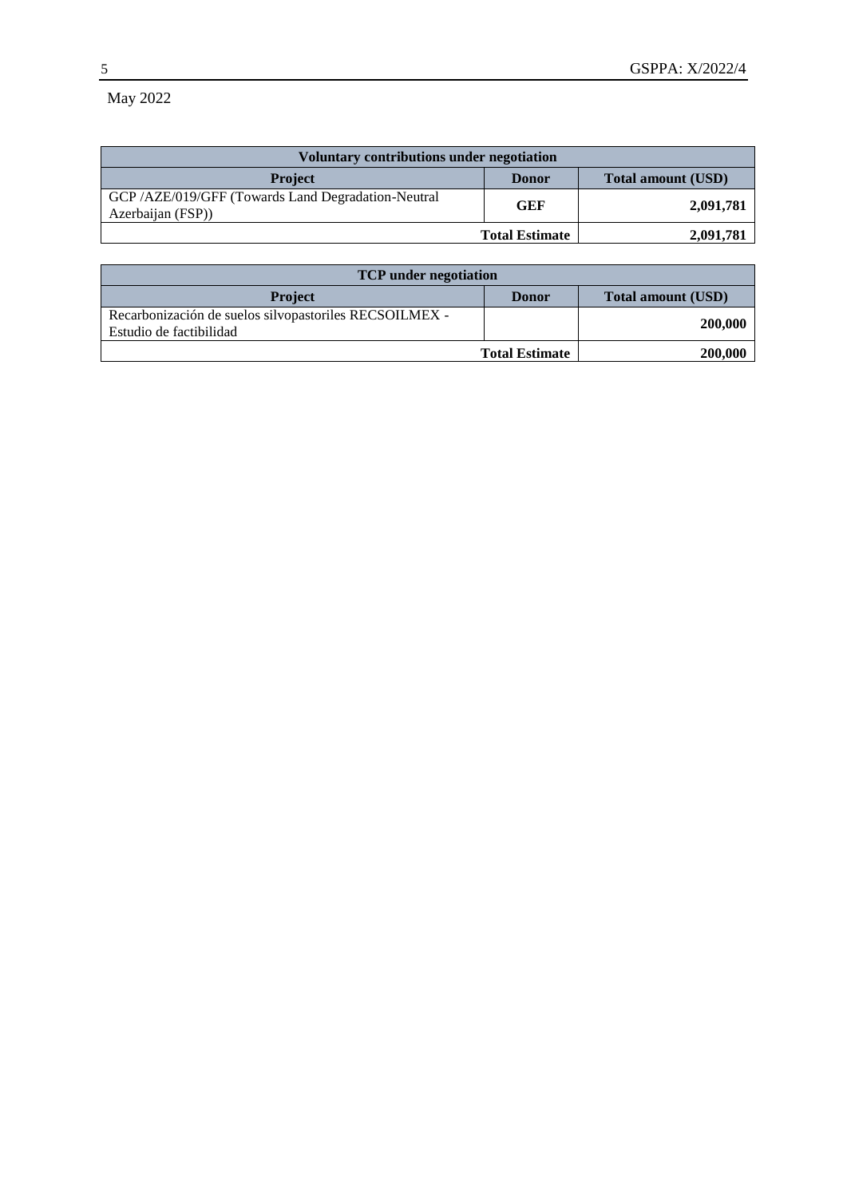May 2022

| Voluntary contributions under negotiation | | |
|---|---|---|
| **Project** | **Donor** | **Total amount (USD)** |
| GCP /AZE/019/GFF (Towards Land Degradation-Neutral Azerbaijan (FSP)) | **GEF** | **2,091,781** |
| | **Total Estimate** | **2,091,781** |

| TCP under negotiation | | |
|---|---|---|
| **Project** | **Donor** | **Total amount (USD)** |
| Recarbonización de suelos silvopastoriles RECSOILMEX - Estudio de factibilidad | | **200,000** |
| | **Total Estimate** | **200,000** |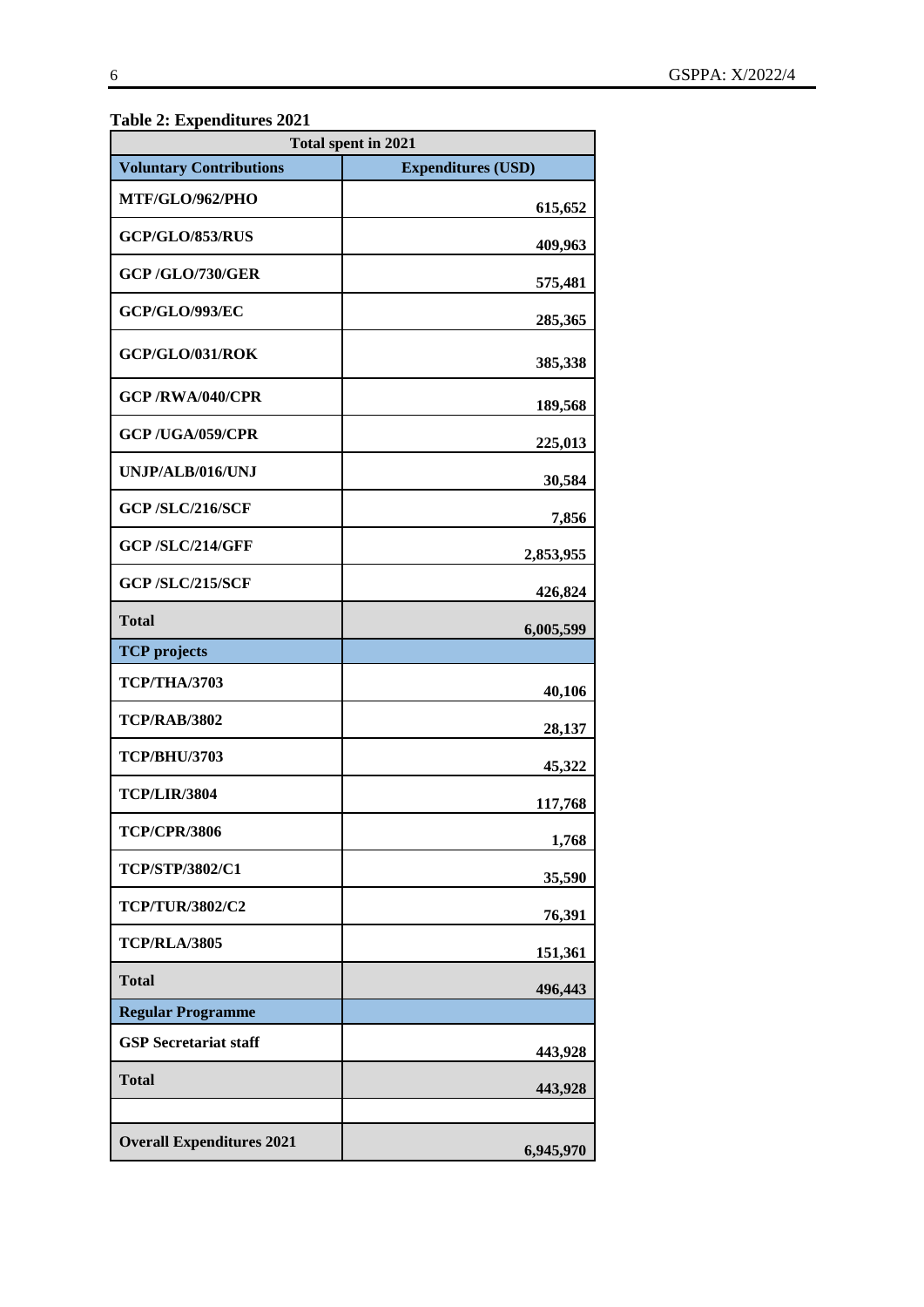**Table 2: Expenditures 2021**

| Total spent in 2021 | |
|---|---|
| **Voluntary Contributions** | **Expenditures (USD)** |
| **MTF/GLO/962/PHO** | **615,652** |
| **GCP/GLO/853/RUS** | **409,963** |
| **GCP /GLO/730/GER** | **575,481** |
| **GCP/GLO/993/EC** | **285,365** |
| **GCP/GLO/031/ROK** | **385,338** |
| **GCP /RWA/040/CPR** | **189,568** |
| **GCP /UGA/059/CPR** | **225,013** |
| **UNJP/ALB/016/UNJ** | **30,584** |
| **GCP /SLC/216/SCF** | **7,856** |
| **GCP /SLC/214/GFF** | **2,853,955** |
| **GCP /SLC/215/SCF** | **426,824** |
| **Total** | **6,005,599** |
| **TCP projects** | |
| **TCP/THA/3703** | **40,106** |
| **TCP/RAB/3802** | **28,137** |
| **TCP/BHU/3703** | **45,322** |
| **TCP/LIR/3804** | **117,768** |
| **TCP/CPR/3806** | **1,768** |
| **TCP/STP/3802/C1** | **35,590** |
| **TCP/TUR/3802/C2** | **76,391** |
| **TCP/RLA/3805** | **151,361** |
| **Total** | **496,443** |
| **Regular Programme** | |
| **GSP Secretariat staff** | **443,928** |
| **Total** | **443,928** |
| | |
| **Overall Expenditures 2021** | **6,945,970** |